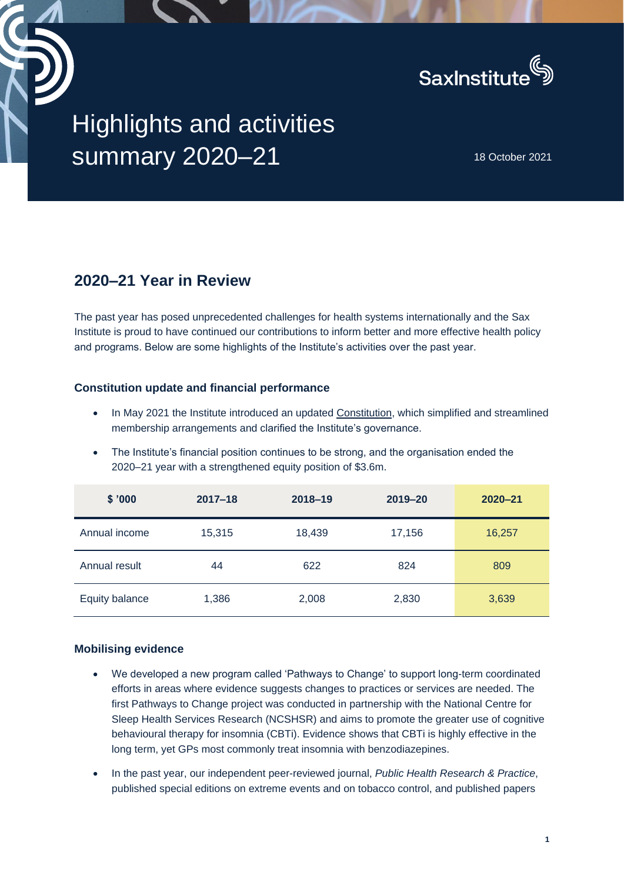SaxInstitute

# Highlights and activities summary 2020–21

18 October 2021

## 2020–21 Year in Review

The past year has posed unprecedented challenges for health systems internationally and the Sax Institute is proud to have continued our contributions to inform better and more effective health policy and programs. Below are some highlights of the Institute's activities over the past year.

### Constitution update and financial performance

- In May 2021 the Institute introduced an updated Constitution, which simplified and streamlined membership arrangements and clarified the Institute's governance.
- The Institute's financial position continues to be strong, and the organisation ended the 2020–21 year with a strengthened equity position of $3.6m.

| $ '000 | 2017–18 | 2018–19 | 2019–20 | 2020–21 |
|---|---|---|---|---|
| Annual income | 15,315 | 18,439 | 17,156 | 16,257 |
| Annual result | 44 | 622 | 824 | 809 |
| Equity balance | 1,386 | 2,008 | 2,830 | 3,639 |

### Mobilising evidence

- We developed a new program called 'Pathways to Change' to support long-term coordinated efforts in areas where evidence suggests changes to practices or services are needed. The first Pathways to Change project was conducted in partnership with the National Centre for Sleep Health Services Research (NCSHSR) and aims to promote the greater use of cognitive behavioural therapy for insomnia (CBTi). Evidence shows that CBTi is highly effective in the long term, yet GPs most commonly treat insomnia with benzodiazepines.
- In the past year, our independent peer-reviewed journal, *Public Health Research & Practice*, published special editions on extreme events and on tobacco control, and published papers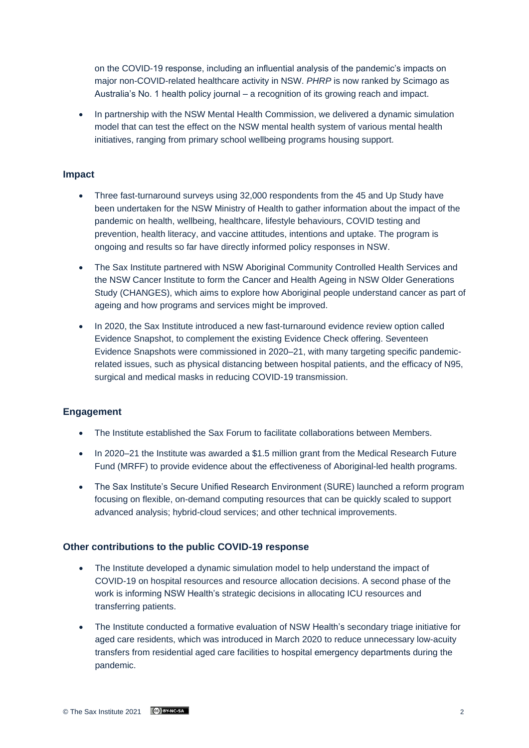on the COVID-19 response, including an influential analysis of the pandemic's impacts on major non-COVID-related healthcare activity in NSW. *PHRP* is now ranked by Scimago as Australia's No. 1 health policy journal – a recognition of its growing reach and impact.

- In partnership with the NSW Mental Health Commission, we delivered a dynamic simulation model that can test the effect on the NSW mental health system of various mental health initiatives, ranging from primary school wellbeing programs housing support.

### Impact

- Three fast-turnaround surveys using 32,000 respondents from the 45 and Up Study have been undertaken for the NSW Ministry of Health to gather information about the impact of the pandemic on health, wellbeing, healthcare, lifestyle behaviours, COVID testing and prevention, health literacy, and vaccine attitudes, intentions and uptake. The program is ongoing and results so far have directly informed policy responses in NSW.
- The Sax Institute partnered with NSW Aboriginal Community Controlled Health Services and the NSW Cancer Institute to form the Cancer and Health Ageing in NSW Older Generations Study (CHANGES), which aims to explore how Aboriginal people understand cancer as part of ageing and how programs and services might be improved.
- In 2020, the Sax Institute introduced a new fast-turnaround evidence review option called Evidence Snapshot, to complement the existing Evidence Check offering. Seventeen Evidence Snapshots were commissioned in 2020–21, with many targeting specific pandemic-related issues, such as physical distancing between hospital patients, and the efficacy of N95, surgical and medical masks in reducing COVID-19 transmission.

### Engagement

- The Institute established the Sax Forum to facilitate collaborations between Members.
- In 2020–21 the Institute was awarded a $1.5 million grant from the Medical Research Future Fund (MRFF) to provide evidence about the effectiveness of Aboriginal-led health programs.
- The Sax Institute's Secure Unified Research Environment (SURE) launched a reform program focusing on flexible, on-demand computing resources that can be quickly scaled to support advanced analysis; hybrid-cloud services; and other technical improvements.

### Other contributions to the public COVID-19 response

- The Institute developed a dynamic simulation model to help understand the impact of COVID-19 on hospital resources and resource allocation decisions. A second phase of the work is informing NSW Health's strategic decisions in allocating ICU resources and transferring patients.
- The Institute conducted a formative evaluation of NSW Health's secondary triage initiative for aged care residents, which was introduced in March 2020 to reduce unnecessary low-acuity transfers from residential aged care facilities to hospital emergency departments during the pandemic.

© The Sax Institute 2021 BY-NC-SA